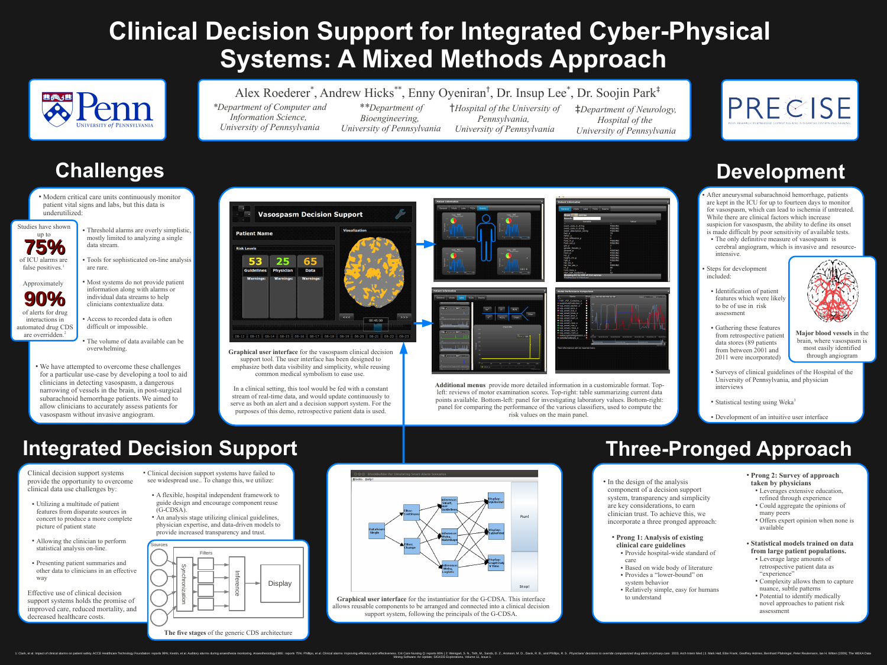# Clinical Decision Support for Integrated Cyber-Physical Systems: A Mixed Methods Approach

Alex Roederer*, Andrew Hicks**, Enny Oyeniran†, Dr. Insup Lee*, Dr. Soojin Park‡

*Department of Computer and Information Science, University of Pennsylvania

**Department of Bioengineering, University of Pennsylvania

†Hospital of the University of Pennsylvania, University of Pennsylvania

‡Department of Neurology, Hospital of the University of Pennsylvania

## Challenges

- Modern critical care units continuously monitor patient vital signs and labs, but this data is underutilized:

Studies have shown up to **75%** of ICU alarms are false positives.[1]

Approximately **90%** of alerts for drug interactions in automated drug CDS are overridden.[2]

- Threshold alarms are overly simplistic, mostly limited to analyzing a single data stream.
- Tools for sophisticated on-line analysis are rare.
- Most systems do not provide patient information along with alarms or individual data streams to help clinicians contextualize data.
- Access to recorded data is often difficult or impossible.
- The volume of data available can be overwhelming.

- We have attempted to overcome these challenges for a particular use-case by developing a tool to aid clinicians in detecting vasospasm, a dangerous narrowing of vessels in the brain, in post-surgical subarachnoid hemorrhage patients. We aimed to allow clinicians to accurately assess patients for vasospasm without invasive angiogram.

**Graphical user interface** for the vasospasm clinical decision support tool. The user interface has been designed to emphasize both data visibility and simplicity, while reusing common medical symbolism to ease use.

In a clinical setting, this tool would be fed with a constant stream of real-time data, and would update continuously to serve as both an alert and a decision support system. For the purposes of this demo, retrospective patient data is used.

**Additional menus** provide more detailed information in a customizable format. Top-left: reviews of motor examination scores. Top-right: table summarizing current data points available. Bottom-left: panel for investigating laboratory values. Bottom-right: panel for comparing the performance of the various classifiers, used to compute the risk values on the main panel.

## Development

- After aneurysmal subarachnoid hemorrhage, patients are kept in the ICU for up to fourteen days to monitor for vasospasm, which can lead to ischemia if untreated. While there are clinical factors which increase suspicion for vasospasm, the ability to define its onset is made difficult by poor sensitivity of available tests.
  - The only definitive measure of vasospasm is cerebral angiogram, which is invasive and resource-intensive.
- Steps for development included:
  - Identification of patient features which were likely to be of use in risk assessment
  - Gathering these features from retrospective patient data stores (89 patients from between 2001 and 2011 were incorporated)
  - Surveys of clinical guidelines of the Hospital of the University of Pennsylvania, and physician interviews
  - Statistical testing using Weka[3]
  - Development of an intuitive user interface

**Major blood vessels** in the brain, where vasospasm is most easily identified through angiogram

## Integrated Decision Support

Clinical decision support systems provide the opportunity to overcome clinical data use challenges by:

- Utilizing a multitude of patient features from disparate sources in concert to produce a more complete picture of patient state
- Allowing the clinician to perform statistical analysis on-line.
- Presenting patient summaries and other data to clinicians in an effective way

Effective use of clinical decision support systems holds the promise of improved care, reduced mortality, and decreased healthcare costs.

- Clinical decision support systems have failed to see widespread use.. To change this, we utilize:
  - A flexible, hospital independent framework to guide design and encourage component reuse (G-CDSA).
  - An analysis stage utilizing clinical guidelines, physician expertise, and data-driven models to provide increased transparency and trust.

**The five stages** of the generic CDS architecture

**Graphical user interface** for the instantiation for the G-CDSA. This interface allows reusable components to be arranged and connected into a clinical decision support system, following the principals of the G-CDSA.

## Three-Pronged Approach

- In the design of the analysis component of a decision support system, transparency and simplicity are key considerations, to earn clinician trust. To achieve this, we incorporate a three pronged approach:

- **Prong 1: Analysis of existing clinical care guidelines**
  - Provide hospital-wide standard of care
  - Based on wide body of literature
  - Provides a "lower-bound" on system behavior
  - Relatively simple, easy for humans to understand
- **Prong 2: Survey of approach taken by physicians**
  - Leverages extensive education, refined through experience
  - Could aggregate the opinions of many peers
  - Offers expert opinion when none is available
- **Statistical models trained on data from large patient populations.**
  - Leverage large amounts of retrospective patient data as "experience"
  - Complexity allows them to capture nuance, subtle patterns
  - Potential to identify medically novel approaches to patient risk assessment

1: Clark, et al. Impact of clinical alarms on patient safety. ACCE Healthcare Technology Foundation: reports 86%; Kestin, et al. Auditory alarms during anaesthesia monitoring. Anaesthesiology1988.: reports 75%; Phillips, et al. Clinical alarms: improving efficiency and effectiveness. Crit Care Nursing Q: reports 86% | 2: Weingart, S. N., Toth, M., Sands, D. Z., Aronson, M. D., Davis, R. B., and Phillips, R. S. Physicians' decisions to override computerized drug alerts in primary care. 2003, Arch Intern Med | 3. Mark Hall, Eibe Frank, Geoffrey Holmes, Bernhard Pfahringer, Peter Reutemann, Ian H. Witten (2009); The WEKA Data Mining Software: An Update; SIGKDD Explorations, Volume 11, Issue 1.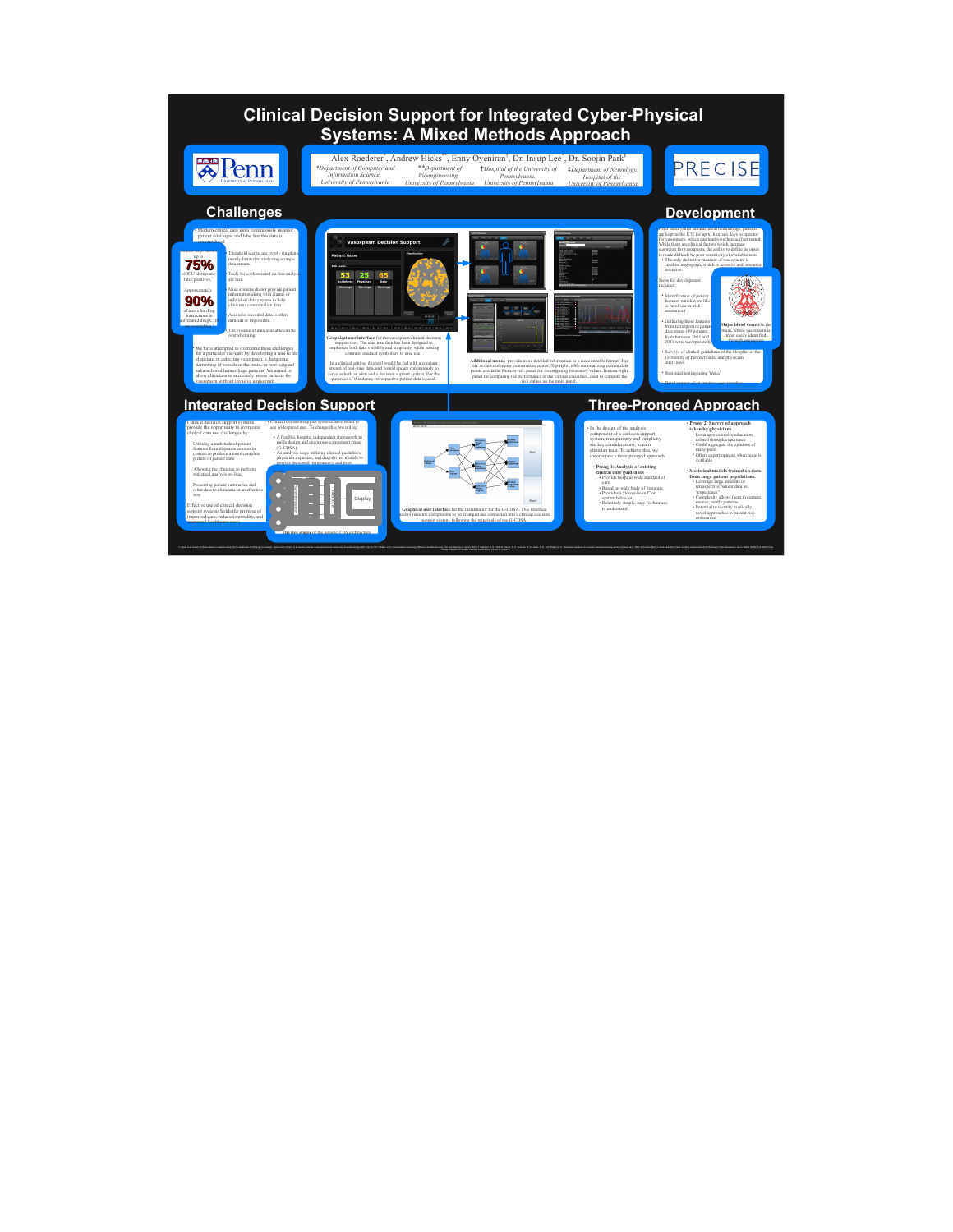# Clinical Decision Support for Integrated Cyber-Physical Systems: A Mixed Methods Approach

Alex Roederer*, Andrew Hicks**, Enny Oyeniran†, Dr. Insup Lee*, Dr. Soojin Park‡

*Department of Computer and Information Science, University of Pennsylvania
**Department of Bioengineering, University of Pennsylvania
†Hospital of the University of Pennsylvania, University of Pennsylvania
‡Department of Neurology, Hospital of the University of Pennsylvania

Penn University of Pennsylvania

PRECISE

## Challenges

- Modern critical care units continuously monitor patient vital signs and labs, but this data is underutilized.

Studies have shown up to **75%** of ICU alarms are false positives.

Approximately **90%** of alerts for drug interactions in automated drug CDS are overridden.

- Threshold alarms are overly simplistic, mostly limited to analyzing a single data stream.
- Tools for sophisticated on-line analysis are rare.
- Most systems do not provide patient information along with alarms or individual data streams to help clinicians contextualize data.
- Access to recorded data is often difficult or impossible.
- The volume of data available can be overwhelming.

We have attempted to overcome these challenges for a particular use-case by developing a tool to aid clinicians in detecting vasospasm, a dangerous narrowing of vessels in the brain, in post-surgical subarachnoid hemorrhage patients. We aimed to allow clinicians to accurately assess patients for vasospasm without invasive angiogram.

Vasospasm Decision Support

Patient Name

Visualization

Risk Levels

53 Guidelines | 25 Physician | 65 Data

**Graphical user interface** for the vasospasm clinical decision support tool. The user interface has been designed to emphasize both data visibility and simplicity, while reusing common medical symbolism to ease use.

In a clinical setting, this tool would be fed with a constant stream of real-time data, and would update continuously to serve as both an alert and a decision support system. For the purposes of this demo, retrospective patient data is used.

**Additional menus** provide more detailed information in a customizable format. Top-left: reviews of motor examination scores. Top-right: table summarizing current data points available. Bottom-left: panel for investigating laboratory values. Bottom-right: panel for comparing the performance of the various classifiers, used to compute the risk values on the main panel.

## Development

After subarachnoid hemorrhage, patients are kept in the ICU for up to fourteen days to monitor for vasospasm, which can lead to ischemia if untreated. While there are clinical factors which increase suspicion for vasospasm, the ability to define its onset is made difficult by poor sensitivity of available tests.

- The only definitive measure of vasospasm is cerebral angiogram, which is invasive and resource-intensive.

Steps for development included:

- Identification of patient features which were likely to be of use to risk assessment
- Gathering these features from retrospective patient data stores (89 patients from between 2001 and 2011 were incorporated)
- Surveys of clinical guidelines of the Hospital of the University of Pennsylvania, and physician interviews
- Statistical testing using Weka
- Development of an intuitive user interface

**Major blood vessels** in the brain, where vasospasm is most easily identified through angiogram.

## Integrated Decision Support

Clinical decision support systems provide the opportunity to overcome clinical data use challenges by:

- Utilizing a multitude of patient features from disparate sources in concert to produce a more complete picture of patient state
- Allowing the clinician to perform statistical analysis on-line.
- Presenting patient summaries and other data to clinicians in an effective way

Effective use of clinical decision support systems hold the promise of improved care, reduced mortality, and decreased healthcare costs.

- Clinical decision support systems have failed to see widespread use. To change this, we utilize:
  - A flexible, hospital independent framework to guide design and encourage component reuse (G-CDSA).
  - An analysis stage utilizing clinical guidelines, physician expertise, and data-driven models to provide increased transparency and trust.

Display

The five stages of the generic CDS architecture.

**Graphical user interface** for the instantiation for the G-CDSA. This interface allows reusable components to be arranged and connected into a clinical decision support system, following the principals of the G-CDSA.

## Three-Pronged Approach

- In the design of the analysis component of a decision support system, transparency and simplicity are key considerations, to earn clinician trust. To achieve this, we incorporate a three pronged approach:
- **Prong 1: Analysis of existing clinical care guidelines**
  - Provide hospital-wide standard of care
  - Based on wide body of literature
  - Provides a "lower-bound" on system behavior
  - Relatively simple, easy for humans to understand
- **Prong 2: Survey of approach taken by physicians**
  - Leverages extensive education, refined through experience
  - Could aggregate the opinions of many peers
  - Offers expert opinion when none is available
- **Statistical models trained on data from large patient populations.**
  - Leverage large amounts of retrospective patient data as "experience"
  - Complexity allows them to capture nuance, subtle patterns
  - Potential to identify medically novel approaches to patient risk assessment